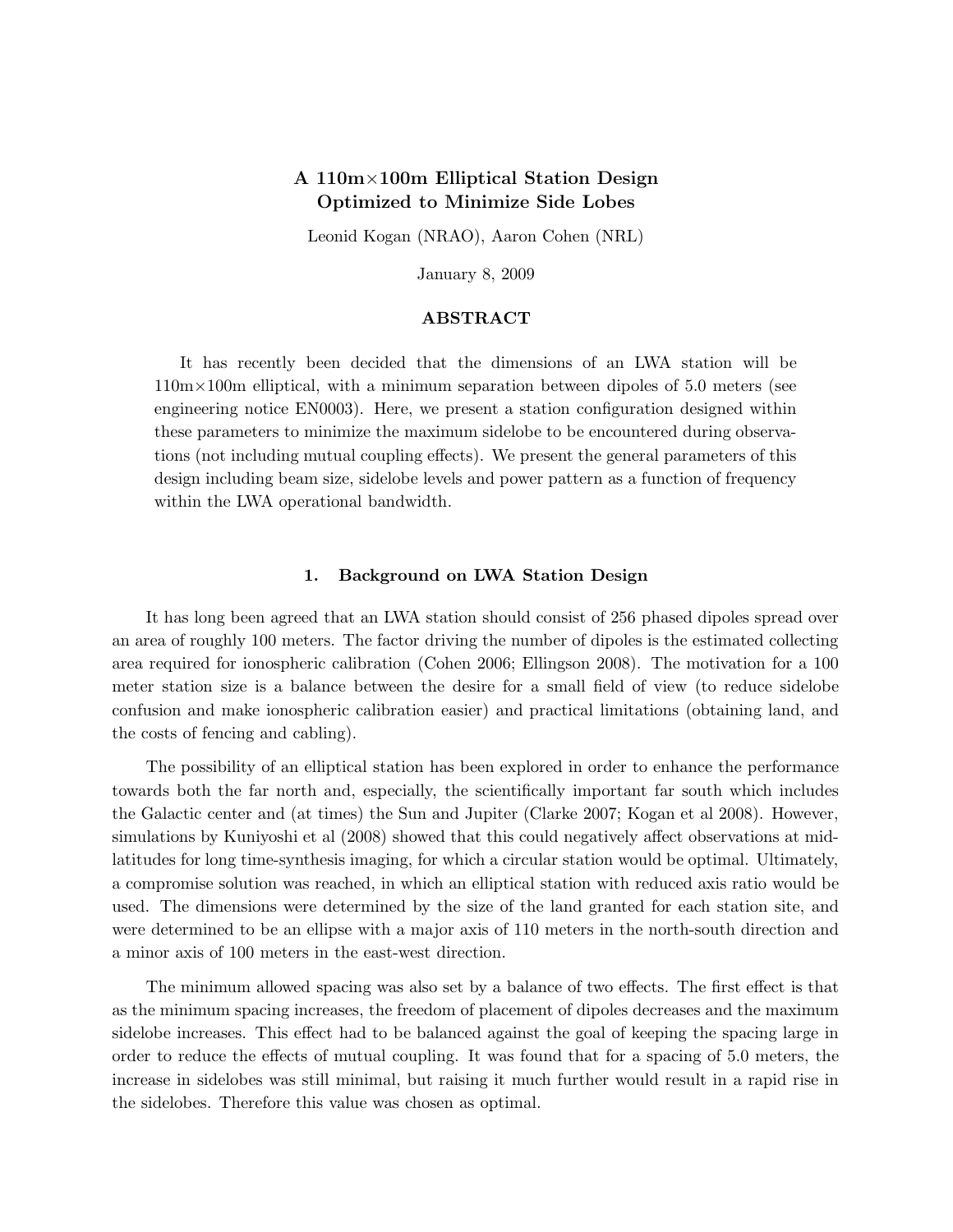# A 110m×100m Elliptical Station Design Optimized to Minimize Side Lobes

Leonid Kogan (NRAO), Aaron Cohen (NRL)

January 8, 2009

## ABSTRACT

It has recently been decided that the dimensions of an LWA station will be 110m×100m elliptical, with a minimum separation between dipoles of 5.0 meters (see engineering notice EN0003). Here, we present a station configuration designed within these parameters to minimize the maximum sidelobe to be encountered during observations (not including mutual coupling effects). We present the general parameters of this design including beam size, sidelobe levels and power pattern as a function of frequency within the LWA operational bandwidth.

## 1. Background on LWA Station Design

It has long been agreed that an LWA station should consist of 256 phased dipoles spread over an area of roughly 100 meters. The factor driving the number of dipoles is the estimated collecting area required for ionospheric calibration (Cohen 2006; Ellingson 2008). The motivation for a 100 meter station size is a balance between the desire for a small field of view (to reduce sidelobe confusion and make ionospheric calibration easier) and practical limitations (obtaining land, and the costs of fencing and cabling).

The possibility of an elliptical station has been explored in order to enhance the performance towards both the far north and, especially, the scientifically important far south which includes the Galactic center and (at times) the Sun and Jupiter (Clarke 2007; Kogan et al 2008). However, simulations by Kuniyoshi et al (2008) showed that this could negatively affect observations at mid-latitudes for long time-synthesis imaging, for which a circular station would be optimal. Ultimately, a compromise solution was reached, in which an elliptical station with reduced axis ratio would be used. The dimensions were determined by the size of the land granted for each station site, and were determined to be an ellipse with a major axis of 110 meters in the north-south direction and a minor axis of 100 meters in the east-west direction.

The minimum allowed spacing was also set by a balance of two effects. The first effect is that as the minimum spacing increases, the freedom of placement of dipoles decreases and the maximum sidelobe increases. This effect had to be balanced against the goal of keeping the spacing large in order to reduce the effects of mutual coupling. It was found that for a spacing of 5.0 meters, the increase in sidelobes was still minimal, but raising it much further would result in a rapid rise in the sidelobes. Therefore this value was chosen as optimal.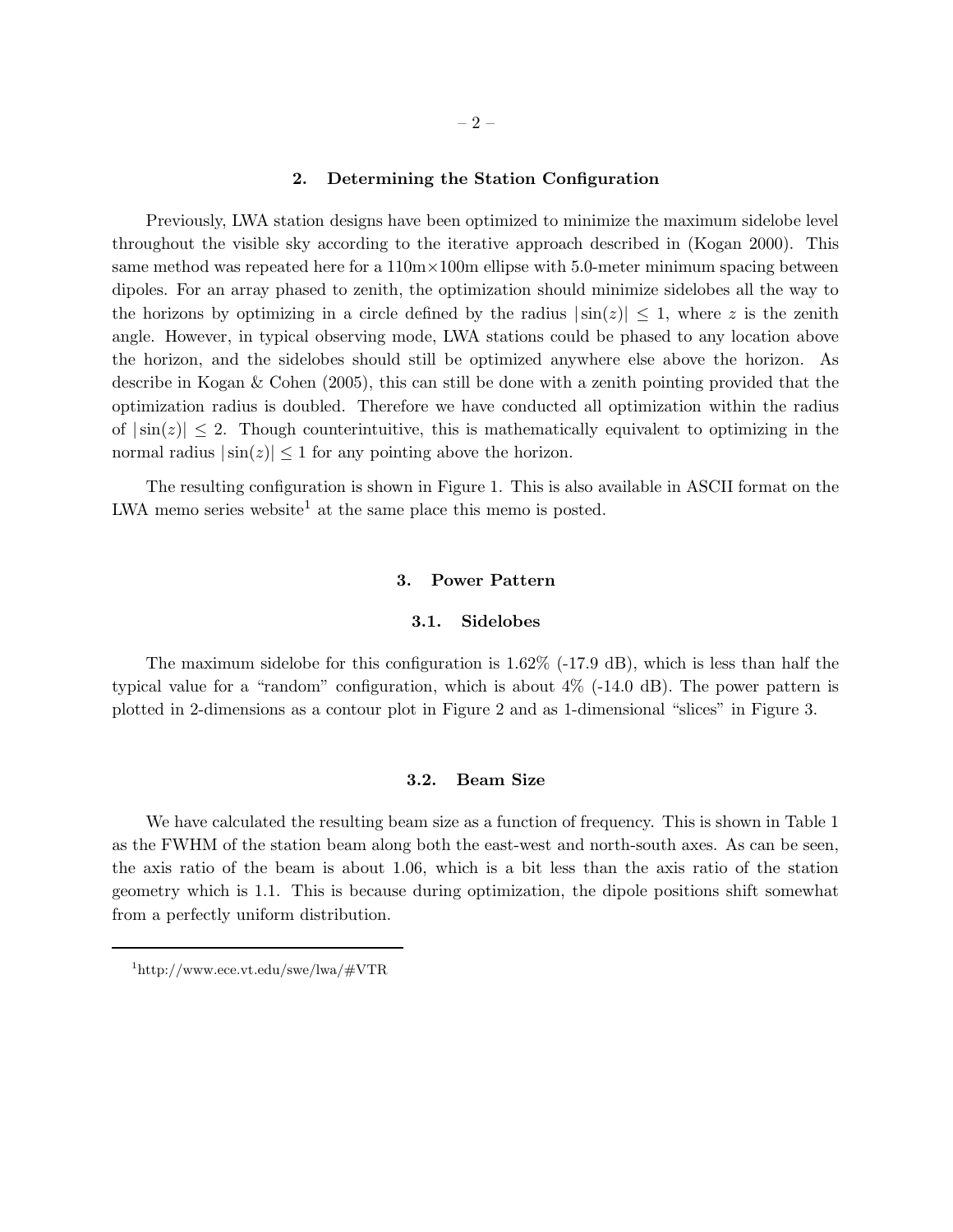## 2. Determining the Station Configuration

Previously, LWA station designs have been optimized to minimize the maximum sidelobe level throughout the visible sky according to the iterative approach described in (Kogan 2000). This same method was repeated here for a 110m×100m ellipse with 5.0-meter minimum spacing between dipoles. For an array phased to zenith, the optimization should minimize sidelobes all the way to the horizons by optimizing in a circle defined by the radius $|\sin(z)| \leq 1$, where $z$ is the zenith angle. However, in typical observing mode, LWA stations could be phased to any location above the horizon, and the sidelobes should still be optimized anywhere else above the horizon. As describe in Kogan & Cohen (2005), this can still be done with a zenith pointing provided that the optimization radius is doubled. Therefore we have conducted all optimization within the radius of $|\sin(z)| \leq 2$. Though counterintuitive, this is mathematically equivalent to optimizing in the normal radius $|\sin(z)| \leq 1$ for any pointing above the horizon.

The resulting configuration is shown in Figure 1. This is also available in ASCII format on the LWA memo series website[1] at the same place this memo is posted.

## 3. Power Pattern

### 3.1. Sidelobes

The maximum sidelobe for this configuration is 1.62% (-17.9 dB), which is less than half the typical value for a "random" configuration, which is about 4% (-14.0 dB). The power pattern is plotted in 2-dimensions as a contour plot in Figure 2 and as 1-dimensional "slices" in Figure 3.

### 3.2. Beam Size

We have calculated the resulting beam size as a function of frequency. This is shown in Table 1 as the FWHM of the station beam along both the east-west and north-south axes. As can be seen, the axis ratio of the beam is about 1.06, which is a bit less than the axis ratio of the station geometry which is 1.1. This is because during optimization, the dipole positions shift somewhat from a perfectly uniform distribution.

---

[1] http://www.ece.vt.edu/swe/lwa/#VTR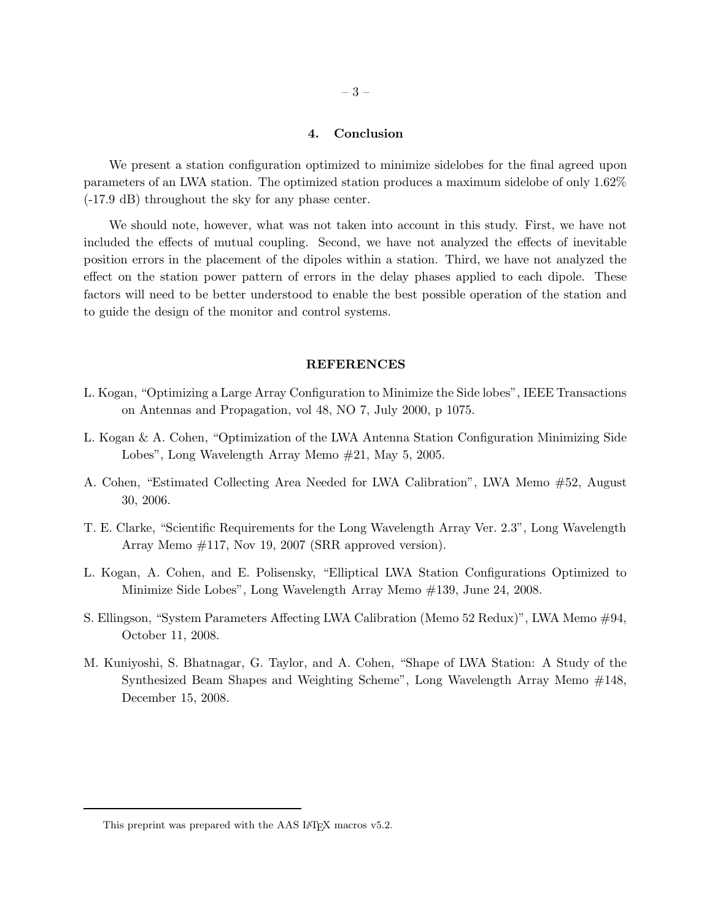## 4. Conclusion

We present a station configuration optimized to minimize sidelobes for the final agreed upon parameters of an LWA station. The optimized station produces a maximum sidelobe of only 1.62% (-17.9 dB) throughout the sky for any phase center.

We should note, however, what was not taken into account in this study. First, we have not included the effects of mutual coupling. Second, we have not analyzed the effects of inevitable position errors in the placement of the dipoles within a station. Third, we have not analyzed the effect on the station power pattern of errors in the delay phases applied to each dipole. These factors will need to be better understood to enable the best possible operation of the station and to guide the design of the monitor and control systems.

## REFERENCES

L. Kogan, "Optimizing a Large Array Configuration to Minimize the Side lobes", IEEE Transactions on Antennas and Propagation, vol 48, NO 7, July 2000, p 1075.

L. Kogan & A. Cohen, "Optimization of the LWA Antenna Station Configuration Minimizing Side Lobes", Long Wavelength Array Memo #21, May 5, 2005.

A. Cohen, "Estimated Collecting Area Needed for LWA Calibration", LWA Memo #52, August 30, 2006.

T. E. Clarke, "Scientific Requirements for the Long Wavelength Array Ver. 2.3", Long Wavelength Array Memo #117, Nov 19, 2007 (SRR approved version).

L. Kogan, A. Cohen, and E. Polisensky, "Elliptical LWA Station Configurations Optimized to Minimize Side Lobes", Long Wavelength Array Memo #139, June 24, 2008.

S. Ellingson, "System Parameters Affecting LWA Calibration (Memo 52 Redux)", LWA Memo #94, October 11, 2008.

M. Kuniyoshi, S. Bhatnagar, G. Taylor, and A. Cohen, "Shape of LWA Station: A Study of the Synthesized Beam Shapes and Weighting Scheme", Long Wavelength Array Memo #148, December 15, 2008.

This preprint was prepared with the AAS LaTeX macros v5.2.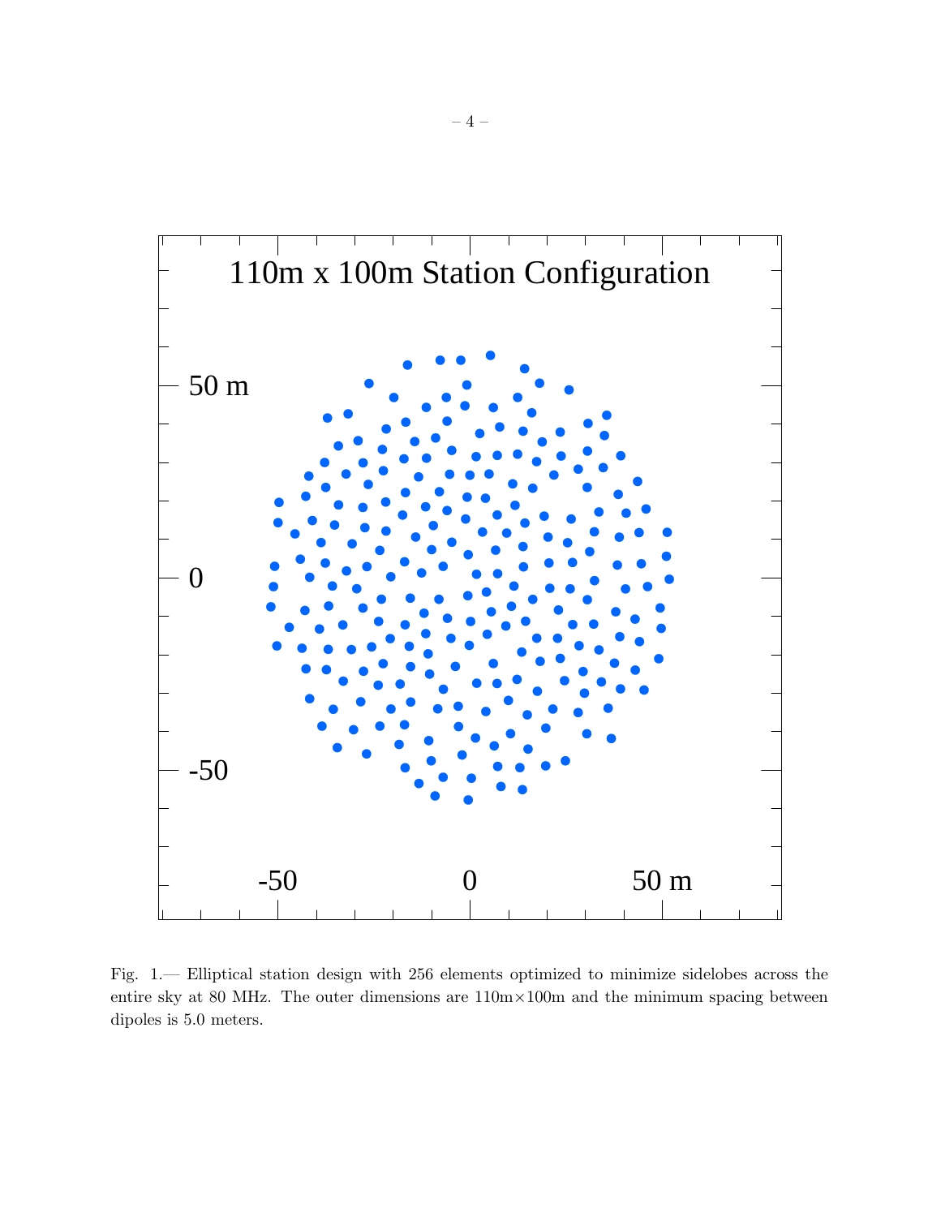Fig. 1.— Elliptical station design with 256 elements optimized to minimize sidelobes across the entire sky at 80 MHz. The outer dimensions are 110m×100m and the minimum spacing between dipoles is 5.0 meters.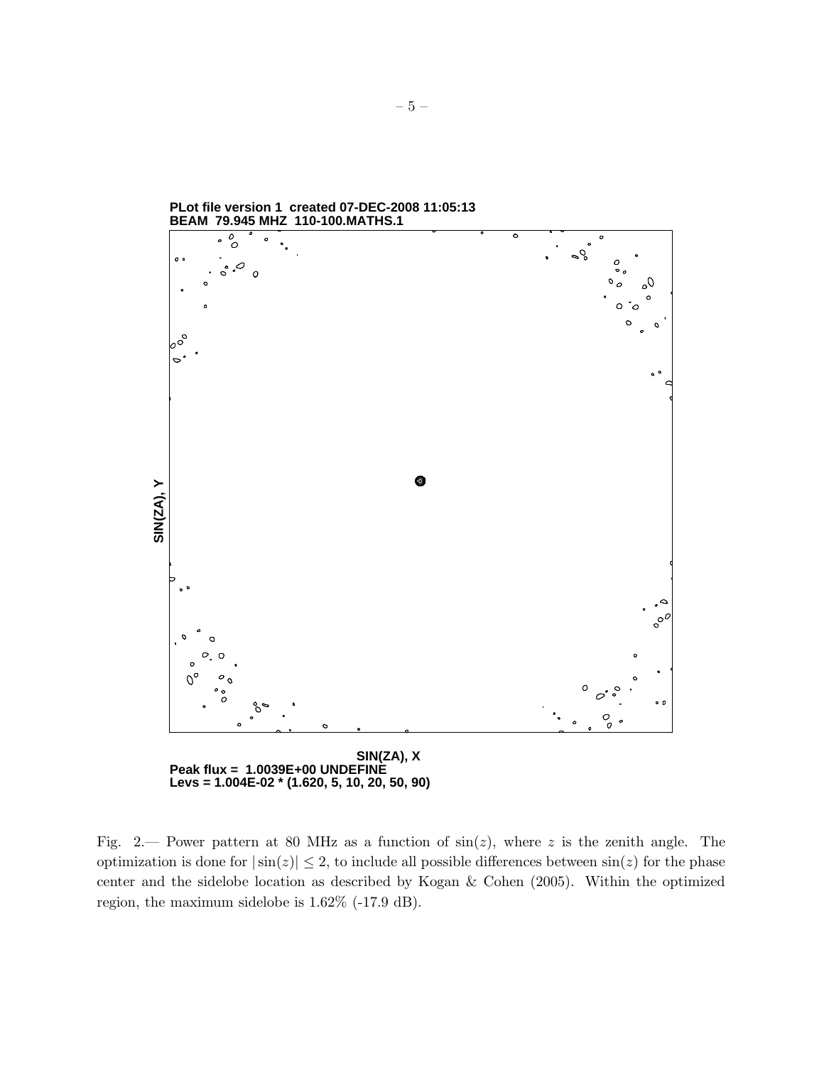PLot file version 1 created 07-DEC-2008 11:05:13
BEAM 79.945 MHZ 110-100.MATHS.1

SIN(ZA), Y

SIN(ZA), X
Peak flux = 1.0039E+00 UNDEFINE
Levs = 1.004E-02 * (1.620, 5, 10, 20, 50, 90)

Fig. 2.— Power pattern at 80 MHz as a function of $\sin(z)$, where $z$ is the zenith angle. The optimization is done for $|\sin(z)| \leq 2$, to include all possible differences between $\sin(z)$ for the phase center and the sidelobe location as described by Kogan & Cohen (2005). Within the optimized region, the maximum sidelobe is 1.62% (-17.9 dB).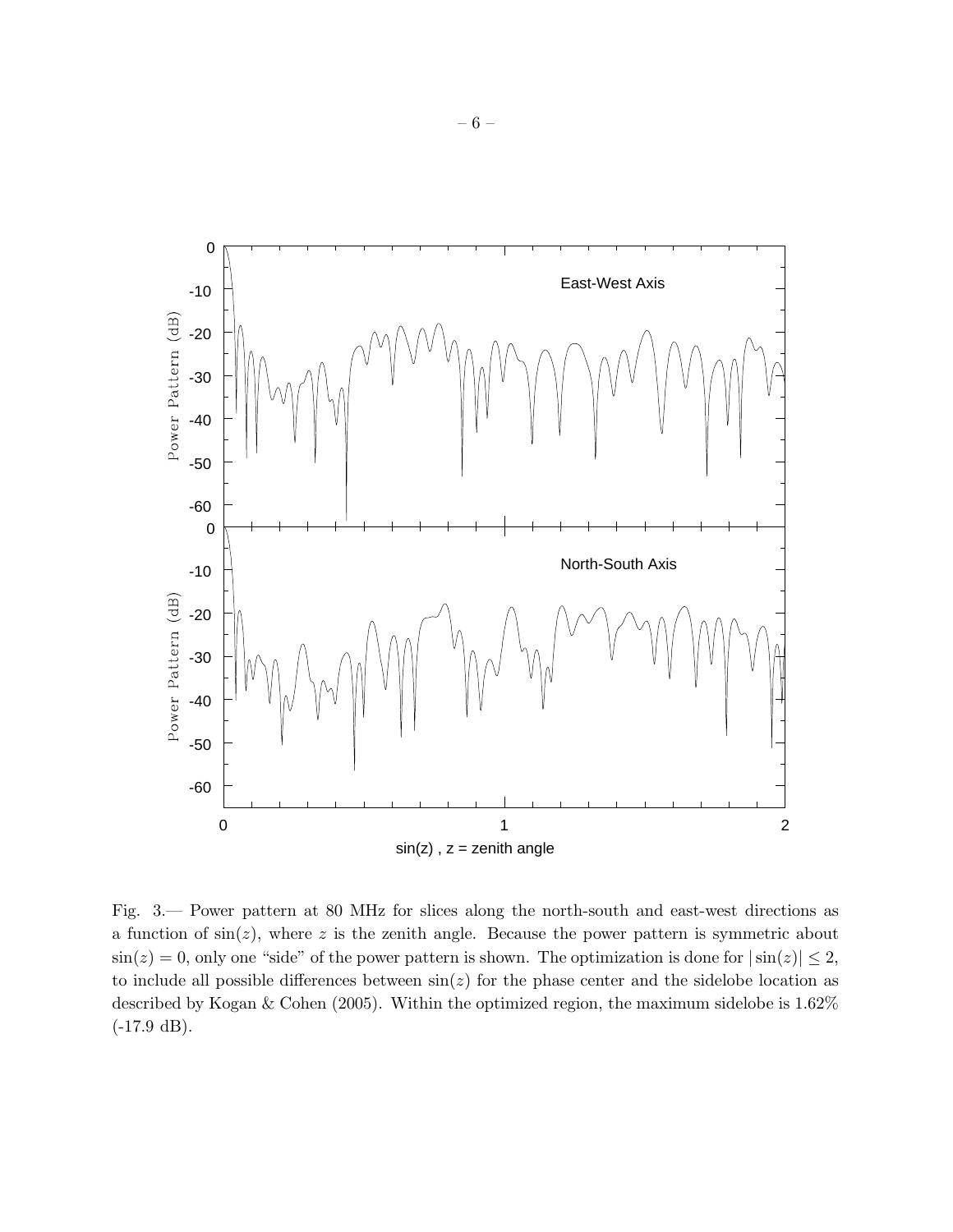Fig. 3.— Power pattern at 80 MHz for slices along the north-south and east-west directions as a function of $\sin(z)$, where $z$ is the zenith angle. Because the power pattern is symmetric about $\sin(z) = 0$, only one "side" of the power pattern is shown. The optimization is done for $|\sin(z)| \leq 2$, to include all possible differences between $\sin(z)$ for the phase center and the sidelobe location as described by Kogan & Cohen (2005). Within the optimized region, the maximum sidelobe is 1.62% (-17.9 dB).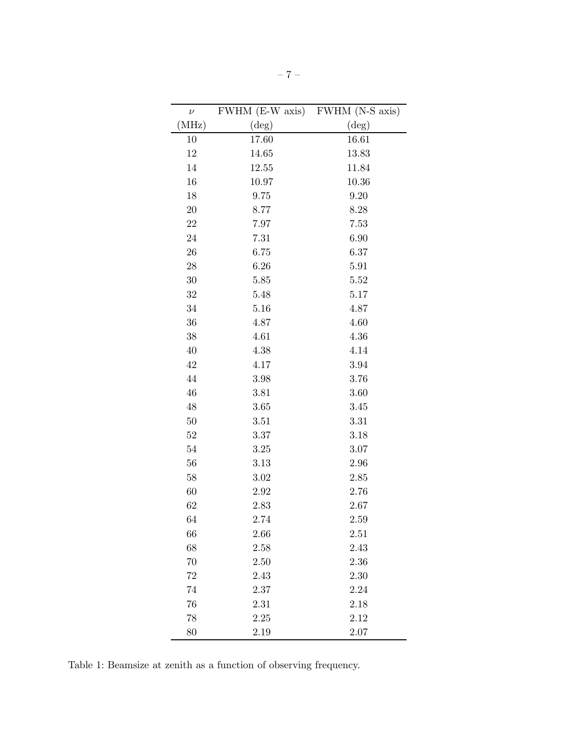| $\nu$ (MHz) | FWHM (E-W axis) (deg) | FWHM (N-S axis) (deg) |
|---|---|---|
| 10 | 17.60 | 16.61 |
| 12 | 14.65 | 13.83 |
| 14 | 12.55 | 11.84 |
| 16 | 10.97 | 10.36 |
| 18 | 9.75 | 9.20 |
| 20 | 8.77 | 8.28 |
| 22 | 7.97 | 7.53 |
| 24 | 7.31 | 6.90 |
| 26 | 6.75 | 6.37 |
| 28 | 6.26 | 5.91 |
| 30 | 5.85 | 5.52 |
| 32 | 5.48 | 5.17 |
| 34 | 5.16 | 4.87 |
| 36 | 4.87 | 4.60 |
| 38 | 4.61 | 4.36 |
| 40 | 4.38 | 4.14 |
| 42 | 4.17 | 3.94 |
| 44 | 3.98 | 3.76 |
| 46 | 3.81 | 3.60 |
| 48 | 3.65 | 3.45 |
| 50 | 3.51 | 3.31 |
| 52 | 3.37 | 3.18 |
| 54 | 3.25 | 3.07 |
| 56 | 3.13 | 2.96 |
| 58 | 3.02 | 2.85 |
| 60 | 2.92 | 2.76 |
| 62 | 2.83 | 2.67 |
| 64 | 2.74 | 2.59 |
| 66 | 2.66 | 2.51 |
| 68 | 2.58 | 2.43 |
| 70 | 2.50 | 2.36 |
| 72 | 2.43 | 2.30 |
| 74 | 2.37 | 2.24 |
| 76 | 2.31 | 2.18 |
| 78 | 2.25 | 2.12 |
| 80 | 2.19 | 2.07 |

Table 1: Beamsize at zenith as a function of observing frequency.